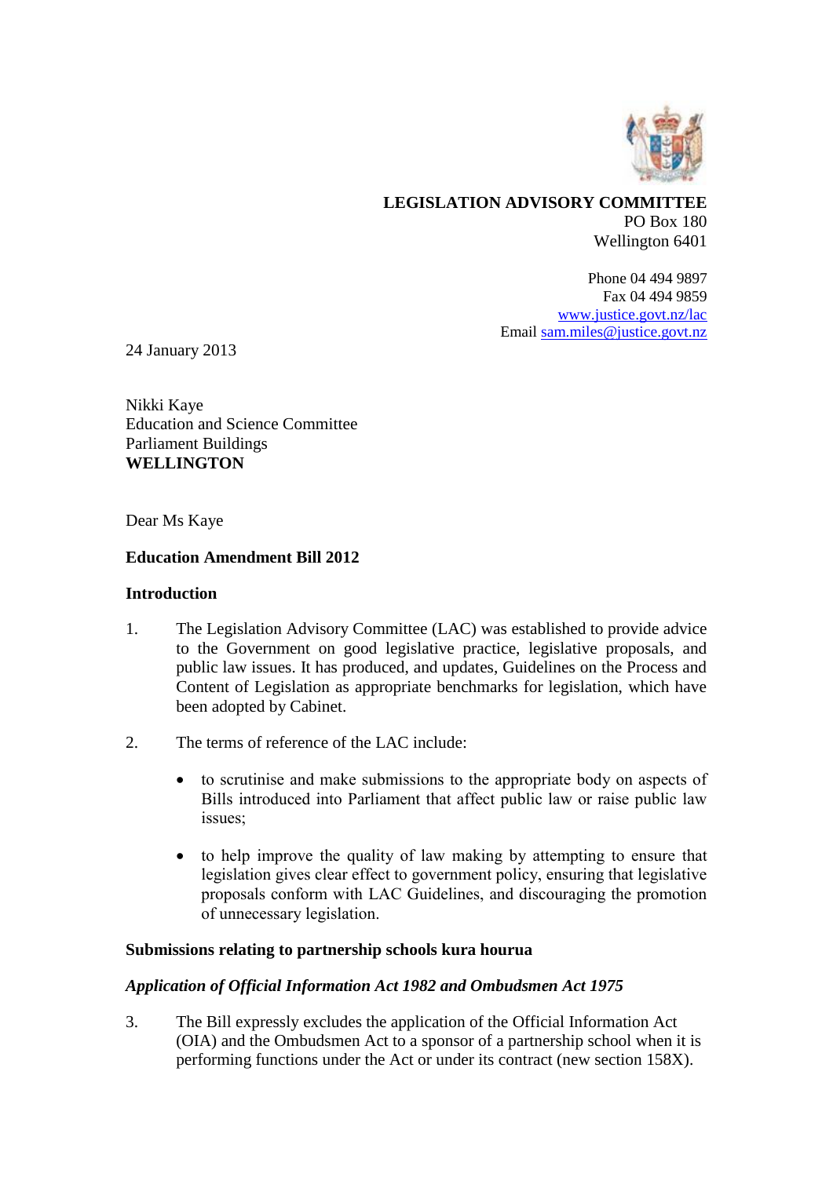**LEGISLATION ADVISORY COMMITTEE**
PO Box 180
Wellington 6401

Phone 04 494 9897
Fax 04 494 9859
www.justice.govt.nz/lac
Email sam.miles@justice.govt.nz

24 January 2013

Nikki Kaye
Education and Science Committee
Parliament Buildings
**WELLINGTON**

Dear Ms Kaye

**Education Amendment Bill 2012**

**Introduction**

1. The Legislation Advisory Committee (LAC) was established to provide advice to the Government on good legislative practice, legislative proposals, and public law issues. It has produced, and updates, Guidelines on the Process and Content of Legislation as appropriate benchmarks for legislation, which have been adopted by Cabinet.

2. The terms of reference of the LAC include:

   - to scrutinise and make submissions to the appropriate body on aspects of Bills introduced into Parliament that affect public law or raise public law issues;

   - to help improve the quality of law making by attempting to ensure that legislation gives clear effect to government policy, ensuring that legislative proposals conform with LAC Guidelines, and discouraging the promotion of unnecessary legislation.

**Submissions relating to partnership schools kura hourua**

***Application of Official Information Act 1982 and Ombudsmen Act 1975***

3. The Bill expressly excludes the application of the Official Information Act (OIA) and the Ombudsmen Act to a sponsor of a partnership school when it is performing functions under the Act or under its contract (new section 158X).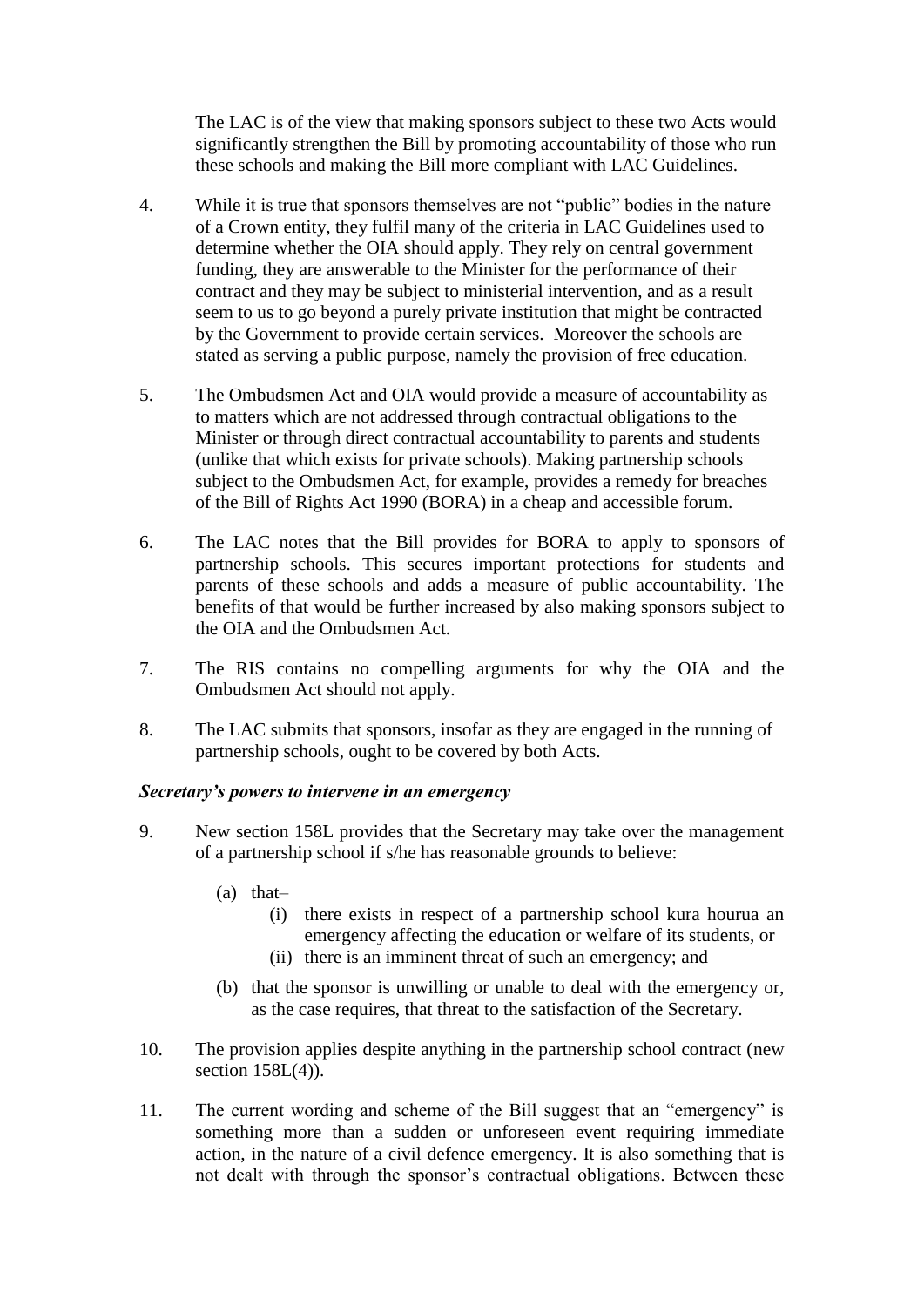The LAC is of the view that making sponsors subject to these two Acts would significantly strengthen the Bill by promoting accountability of those who run these schools and making the Bill more compliant with LAC Guidelines.

4. While it is true that sponsors themselves are not "public" bodies in the nature of a Crown entity, they fulfil many of the criteria in LAC Guidelines used to determine whether the OIA should apply. They rely on central government funding, they are answerable to the Minister for the performance of their contract and they may be subject to ministerial intervention, and as a result seem to us to go beyond a purely private institution that might be contracted by the Government to provide certain services. Moreover the schools are stated as serving a public purpose, namely the provision of free education.

5. The Ombudsmen Act and OIA would provide a measure of accountability as to matters which are not addressed through contractual obligations to the Minister or through direct contractual accountability to parents and students (unlike that which exists for private schools). Making partnership schools subject to the Ombudsmen Act, for example, provides a remedy for breaches of the Bill of Rights Act 1990 (BORA) in a cheap and accessible forum.

6. The LAC notes that the Bill provides for BORA to apply to sponsors of partnership schools. This secures important protections for students and parents of these schools and adds a measure of public accountability. The benefits of that would be further increased by also making sponsors subject to the OIA and the Ombudsmen Act.

7. The RIS contains no compelling arguments for why the OIA and the Ombudsmen Act should not apply.

8. The LAC submits that sponsors, insofar as they are engaged in the running of partnership schools, ought to be covered by both Acts.

### *Secretary's powers to intervene in an emergency*

9. New section 158L provides that the Secretary may take over the management of a partnership school if s/he has reasonable grounds to believe:

   (a) that–
      (i) there exists in respect of a partnership school kura hourua an emergency affecting the education or welfare of its students, or
      (ii) there is an imminent threat of such an emergency; and

   (b) that the sponsor is unwilling or unable to deal with the emergency or, as the case requires, that threat to the satisfaction of the Secretary.

10. The provision applies despite anything in the partnership school contract (new section 158L(4)).

11. The current wording and scheme of the Bill suggest that an "emergency" is something more than a sudden or unforeseen event requiring immediate action, in the nature of a civil defence emergency. It is also something that is not dealt with through the sponsor's contractual obligations. Between these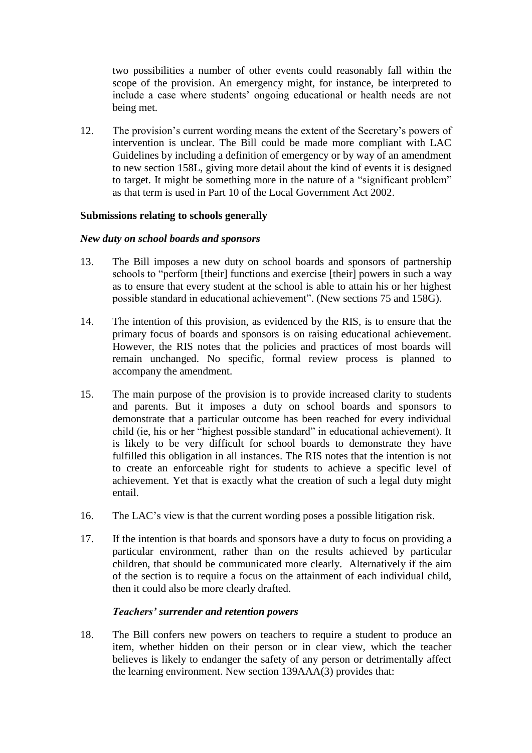two possibilities a number of other events could reasonably fall within the scope of the provision. An emergency might, for instance, be interpreted to include a case where students' ongoing educational or health needs are not being met.

12. The provision's current wording means the extent of the Secretary's powers of intervention is unclear. The Bill could be made more compliant with LAC Guidelines by including a definition of emergency or by way of an amendment to new section 158L, giving more detail about the kind of events it is designed to target. It might be something more in the nature of a "significant problem" as that term is used in Part 10 of the Local Government Act 2002.

### Submissions relating to schools generally

#### *New duty on school boards and sponsors*

13. The Bill imposes a new duty on school boards and sponsors of partnership schools to "perform [their] functions and exercise [their] powers in such a way as to ensure that every student at the school is able to attain his or her highest possible standard in educational achievement". (New sections 75 and 158G).

14. The intention of this provision, as evidenced by the RIS, is to ensure that the primary focus of boards and sponsors is on raising educational achievement. However, the RIS notes that the policies and practices of most boards will remain unchanged. No specific, formal review process is planned to accompany the amendment.

15. The main purpose of the provision is to provide increased clarity to students and parents. But it imposes a duty on school boards and sponsors to demonstrate that a particular outcome has been reached for every individual child (ie, his or her "highest possible standard" in educational achievement). It is likely to be very difficult for school boards to demonstrate they have fulfilled this obligation in all instances. The RIS notes that the intention is not to create an enforceable right for students to achieve a specific level of achievement. Yet that is exactly what the creation of such a legal duty might entail.

16. The LAC's view is that the current wording poses a possible litigation risk.

17. If the intention is that boards and sponsors have a duty to focus on providing a particular environment, rather than on the results achieved by particular children, that should be communicated more clearly. Alternatively if the aim of the section is to require a focus on the attainment of each individual child, then it could also be more clearly drafted.

#### *Teachers' surrender and retention powers*

18. The Bill confers new powers on teachers to require a student to produce an item, whether hidden on their person or in clear view, which the teacher believes is likely to endanger the safety of any person or detrimentally affect the learning environment. New section 139AAA(3) provides that: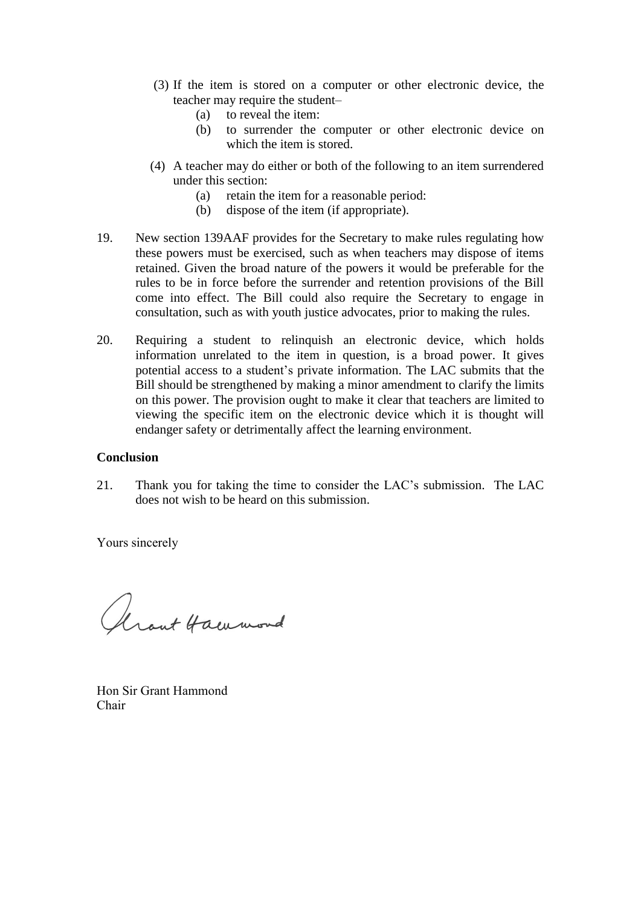(3) If the item is stored on a computer or other electronic device, the teacher may require the student–

   (a) to reveal the item:

   (b) to surrender the computer or other electronic device on which the item is stored.

(4) A teacher may do either or both of the following to an item surrendered under this section:

   (a) retain the item for a reasonable period:

   (b) dispose of the item (if appropriate).

19. New section 139AAF provides for the Secretary to make rules regulating how these powers must be exercised, such as when teachers may dispose of items retained. Given the broad nature of the powers it would be preferable for the rules to be in force before the surrender and retention provisions of the Bill come into effect. The Bill could also require the Secretary to engage in consultation, such as with youth justice advocates, prior to making the rules.

20. Requiring a student to relinquish an electronic device, which holds information unrelated to the item in question, is a broad power. It gives potential access to a student's private information. The LAC submits that the Bill should be strengthened by making a minor amendment to clarify the limits on this power. The provision ought to make it clear that teachers are limited to viewing the specific item on the electronic device which it is thought will endanger safety or detrimentally affect the learning environment.

**Conclusion**

21. Thank you for taking the time to consider the LAC's submission. The LAC does not wish to be heard on this submission.

Yours sincerely

Grant Hammond

Hon Sir Grant Hammond
Chair